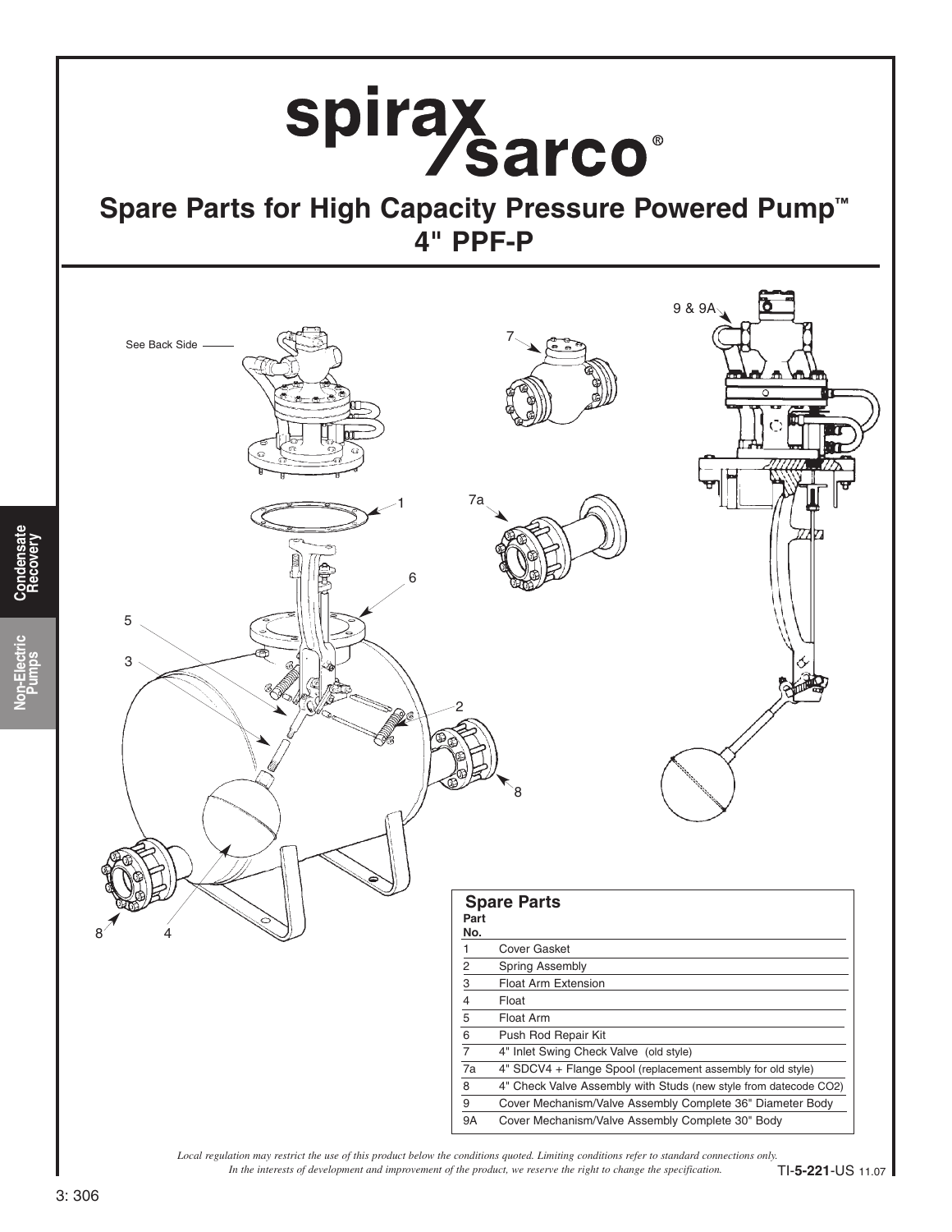# Spare Parts for High Capacity Pressure Powered Pump™ 4" PPF-P

See Back Side

## Spare Parts

| Part No. | |
|---|---|
| 1 | Cover Gasket |
| 2 | Spring Assembly |
| 3 | Float Arm Extension |
| 4 | Float |
| 5 | Float Arm |
| 6 | Push Rod Repair Kit |
| 7 | 4" Inlet Swing Check Valve (old style) |
| 7a | 4" SDCV4 + Flange Spool (replacement assembly for old style) |
| 8 | 4" Check Valve Assembly with Studs (new style from datecode CO2) |
| 9 | Cover Mechanism/Valve Assembly Complete 36" Diameter Body |
| 9A | Cover Mechanism/Valve Assembly Complete 30" Body |

*Local regulation may restrict the use of this product below the conditions quoted. Limiting conditions refer to standard connections only.*
*In the interests of development and improvement of the product, we reserve the right to change the specification.*

TI-**5-221**-US 11.07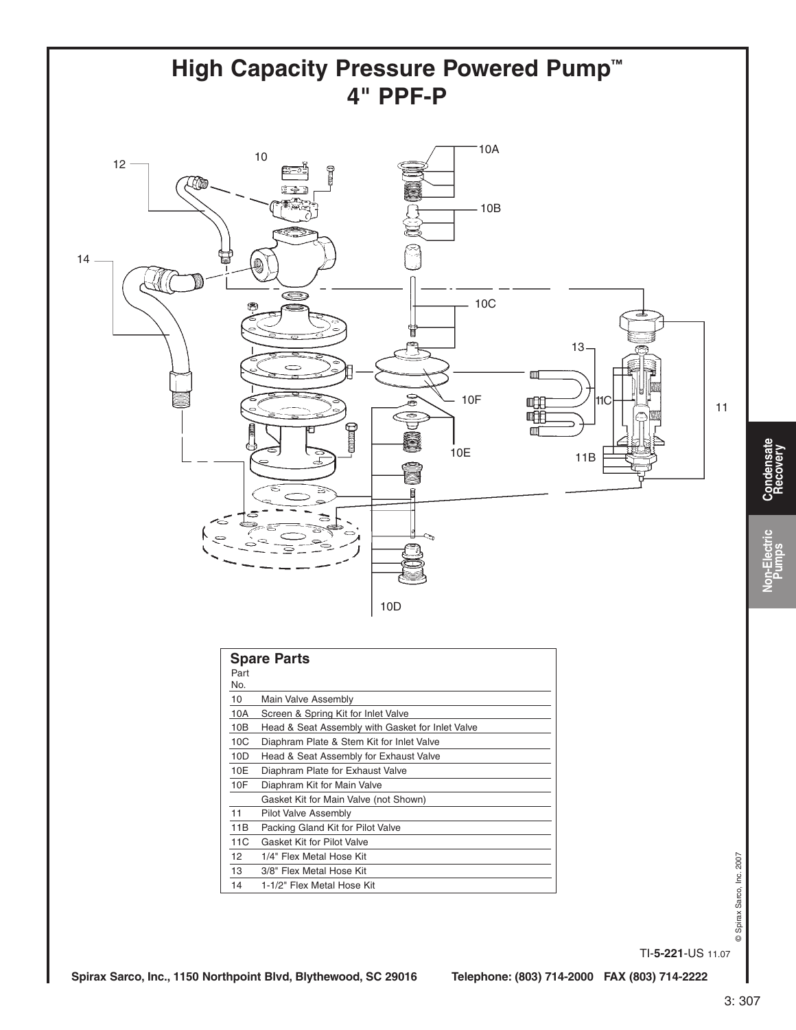# High Capacity Pressure Powered Pump™
# 4" PPF-P

12

10

10A

10B

14

10C

13

10F

11C

11

10E

11B

10D

## Spare Parts

| Part No. | |
|---|---|
| 10 | Main Valve Assembly |
| 10A | Screen & Spring Kit for Inlet Valve |
| 10B | Head & Seat Assembly with Gasket for Inlet Valve |
| 10C | Diaphram Plate & Stem Kit for Inlet Valve |
| 10D | Head & Seat Assembly for Exhaust Valve |
| 10E | Diaphram Plate for Exhaust Valve |
| 10F | Diaphram Kit for Main Valve |
| | Gasket Kit for Main Valve (not Shown) |
| 11 | Pilot Valve Assembly |
| 11B | Packing Gland Kit for Pilot Valve |
| 11C | Gasket Kit for Pilot Valve |
| 12 | 1/4" Flex Metal Hose Kit |
| 13 | 3/8" Flex Metal Hose Kit |
| 14 | 1-1/2" Flex Metal Hose Kit |

© Spirax Sarco, Inc. 2007

TI-**5-221**-US 11.07

**Spirax Sarco, Inc., 1150 Northpoint Blvd, Blythewood, SC 29016 Telephone: (803) 714-2000 FAX (803) 714-2222**